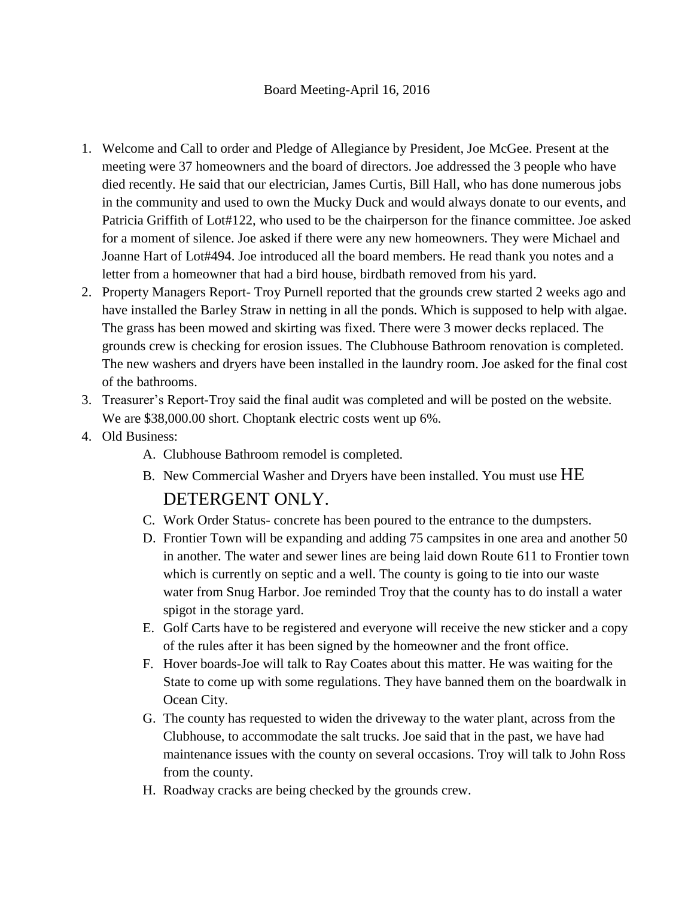Board Meeting-April 16, 2016

1. Welcome and Call to order and Pledge of Allegiance by President, Joe McGee. Present at the meeting were 37 homeowners and the board of directors. Joe addressed the 3 people who have died recently. He said that our electrician, James Curtis, Bill Hall, who has done numerous jobs in the community and used to own the Mucky Duck and would always donate to our events, and Patricia Griffith of Lot#122, who used to be the chairperson for the finance committee. Joe asked for a moment of silence. Joe asked if there were any new homeowners. They were Michael and Joanne Hart of Lot#494. Joe introduced all the board members. He read thank you notes and a letter from a homeowner that had a bird house, birdbath removed from his yard.
2. Property Managers Report- Troy Purnell reported that the grounds crew started 2 weeks ago and have installed the Barley Straw in netting in all the ponds. Which is supposed to help with algae. The grass has been mowed and skirting was fixed. There were 3 mower decks replaced. The grounds crew is checking for erosion issues. The Clubhouse Bathroom renovation is completed. The new washers and dryers have been installed in the laundry room. Joe asked for the final cost of the bathrooms.
3. Treasurer's Report-Troy said the final audit was completed and will be posted on the website. We are $38,000.00 short. Choptank electric costs went up 6%.
4. Old Business:
    - A. Clubhouse Bathroom remodel is completed.
    - B. New Commercial Washer and Dryers have been installed. You must use HE DETERGENT ONLY.
    - C. Work Order Status- concrete has been poured to the entrance to the dumpsters.
    - D. Frontier Town will be expanding and adding 75 campsites in one area and another 50 in another. The water and sewer lines are being laid down Route 611 to Frontier town which is currently on septic and a well. The county is going to tie into our waste water from Snug Harbor. Joe reminded Troy that the county has to do install a water spigot in the storage yard.
    - E. Golf Carts have to be registered and everyone will receive the new sticker and a copy of the rules after it has been signed by the homeowner and the front office.
    - F. Hover boards-Joe will talk to Ray Coates about this matter. He was waiting for the State to come up with some regulations. They have banned them on the boardwalk in Ocean City.
    - G. The county has requested to widen the driveway to the water plant, across from the Clubhouse, to accommodate the salt trucks. Joe said that in the past, we have had maintenance issues with the county on several occasions. Troy will talk to John Ross from the county.
    - H. Roadway cracks are being checked by the grounds crew.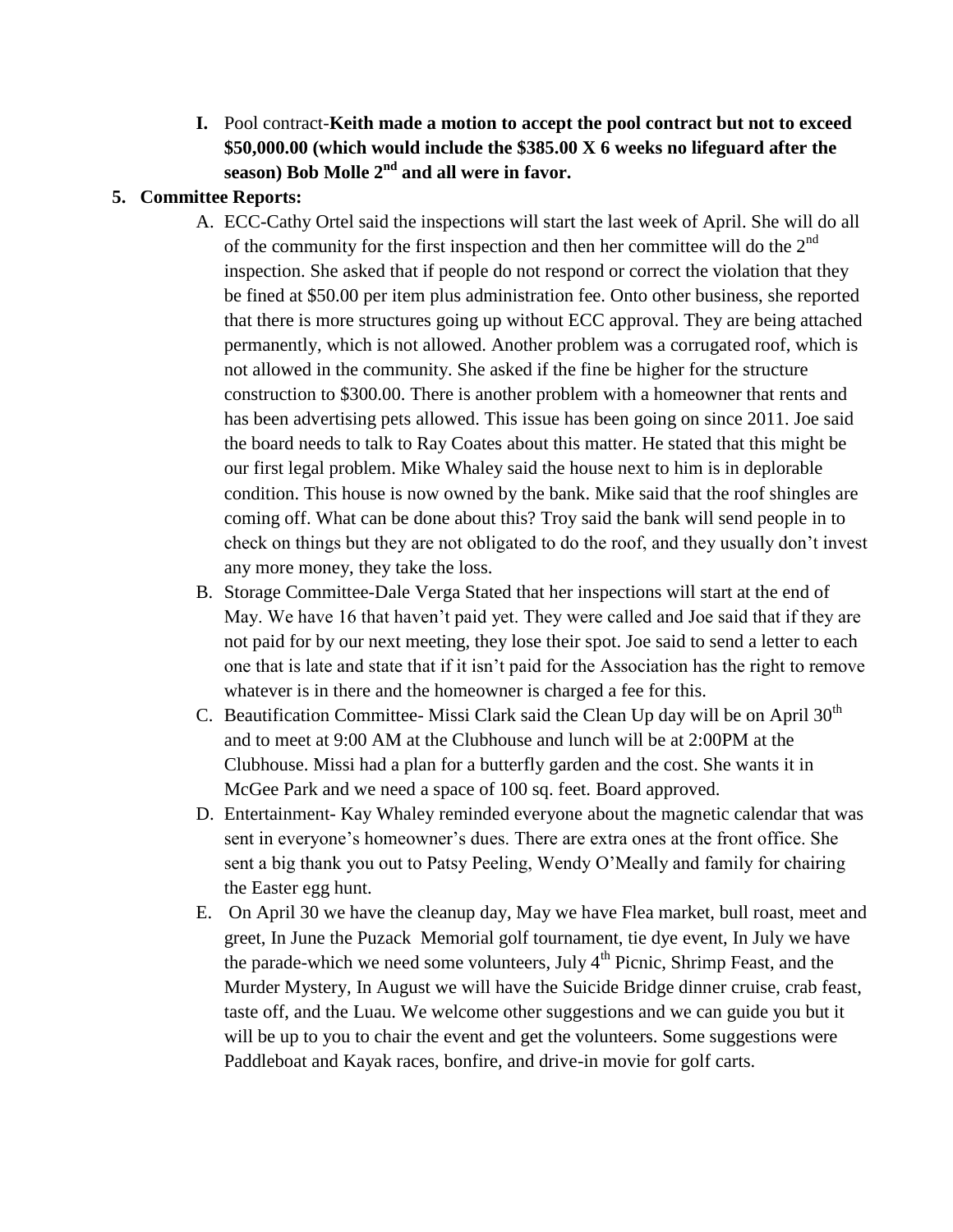I. Pool contract-**Keith made a motion to accept the pool contract but not to exceed $50,000.00 (which would include the $385.00 X 6 weeks no lifeguard after the season) Bob Molle 2nd and all were in favor.**

**5. Committee Reports:**

A. ECC-Cathy Ortel said the inspections will start the last week of April. She will do all of the community for the first inspection and then her committee will do the 2nd inspection. She asked that if people do not respond or correct the violation that they be fined at $50.00 per item plus administration fee. Onto other business, she reported that there is more structures going up without ECC approval. They are being attached permanently, which is not allowed. Another problem was a corrugated roof, which is not allowed in the community. She asked if the fine be higher for the structure construction to $300.00. There is another problem with a homeowner that rents and has been advertising pets allowed. This issue has been going on since 2011. Joe said the board needs to talk to Ray Coates about this matter. He stated that this might be our first legal problem. Mike Whaley said the house next to him is in deplorable condition. This house is now owned by the bank. Mike said that the roof shingles are coming off. What can be done about this? Troy said the bank will send people in to check on things but they are not obligated to do the roof, and they usually don't invest any more money, they take the loss.

B. Storage Committee-Dale Verga Stated that her inspections will start at the end of May. We have 16 that haven't paid yet. They were called and Joe said that if they are not paid for by our next meeting, they lose their spot. Joe said to send a letter to each one that is late and state that if it isn't paid for the Association has the right to remove whatever is in there and the homeowner is charged a fee for this.

C. Beautification Committee- Missi Clark said the Clean Up day will be on April 30th and to meet at 9:00 AM at the Clubhouse and lunch will be at 2:00PM at the Clubhouse. Missi had a plan for a butterfly garden and the cost. She wants it in McGee Park and we need a space of 100 sq. feet. Board approved.

D. Entertainment- Kay Whaley reminded everyone about the magnetic calendar that was sent in everyone's homeowner's dues. There are extra ones at the front office. She sent a big thank you out to Patsy Peeling, Wendy O'Meally and family for chairing the Easter egg hunt.

E. On April 30 we have the cleanup day, May we have Flea market, bull roast, meet and greet, In June the Puzack Memorial golf tournament, tie dye event, In July we have the parade-which we need some volunteers, July 4th Picnic, Shrimp Feast, and the Murder Mystery, In August we will have the Suicide Bridge dinner cruise, crab feast, taste off, and the Luau. We welcome other suggestions and we can guide you but it will be up to you to chair the event and get the volunteers. Some suggestions were Paddleboat and Kayak races, bonfire, and drive-in movie for golf carts.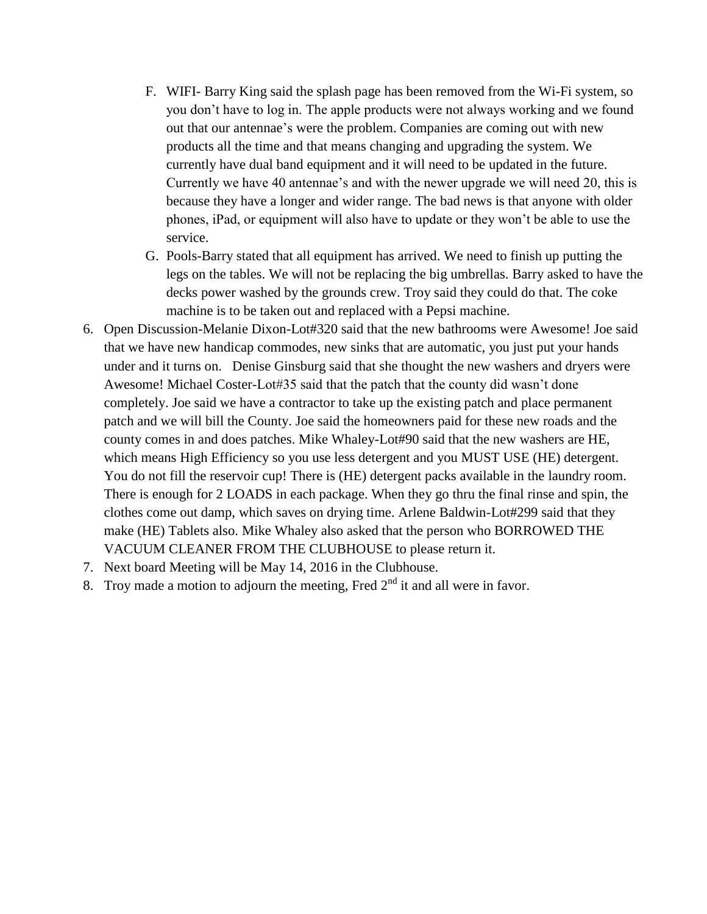F. WIFI- Barry King said the splash page has been removed from the Wi-Fi system, so you don't have to log in. The apple products were not always working and we found out that our antennae's were the problem. Companies are coming out with new products all the time and that means changing and upgrading the system. We currently have dual band equipment and it will need to be updated in the future. Currently we have 40 antennae's and with the newer upgrade we will need 20, this is because they have a longer and wider range. The bad news is that anyone with older phones, iPad, or equipment will also have to update or they won't be able to use the service.

G. Pools-Barry stated that all equipment has arrived. We need to finish up putting the legs on the tables. We will not be replacing the big umbrellas. Barry asked to have the decks power washed by the grounds crew. Troy said they could do that. The coke machine is to be taken out and replaced with a Pepsi machine.

6. Open Discussion-Melanie Dixon-Lot#320 said that the new bathrooms were Awesome! Joe said that we have new handicap commodes, new sinks that are automatic, you just put your hands under and it turns on. Denise Ginsburg said that she thought the new washers and dryers were Awesome! Michael Coster-Lot#35 said that the patch that the county did wasn't done completely. Joe said we have a contractor to take up the existing patch and place permanent patch and we will bill the County. Joe said the homeowners paid for these new roads and the county comes in and does patches. Mike Whaley-Lot#90 said that the new washers are HE, which means High Efficiency so you use less detergent and you MUST USE (HE) detergent. You do not fill the reservoir cup! There is (HE) detergent packs available in the laundry room. There is enough for 2 LOADS in each package. When they go thru the final rinse and spin, the clothes come out damp, which saves on drying time. Arlene Baldwin-Lot#299 said that they make (HE) Tablets also. Mike Whaley also asked that the person who BORROWED THE VACUUM CLEANER FROM THE CLUBHOUSE to please return it.
7. Next board Meeting will be May 14, 2016 in the Clubhouse.
8. Troy made a motion to adjourn the meeting, Fred 2nd it and all were in favor.